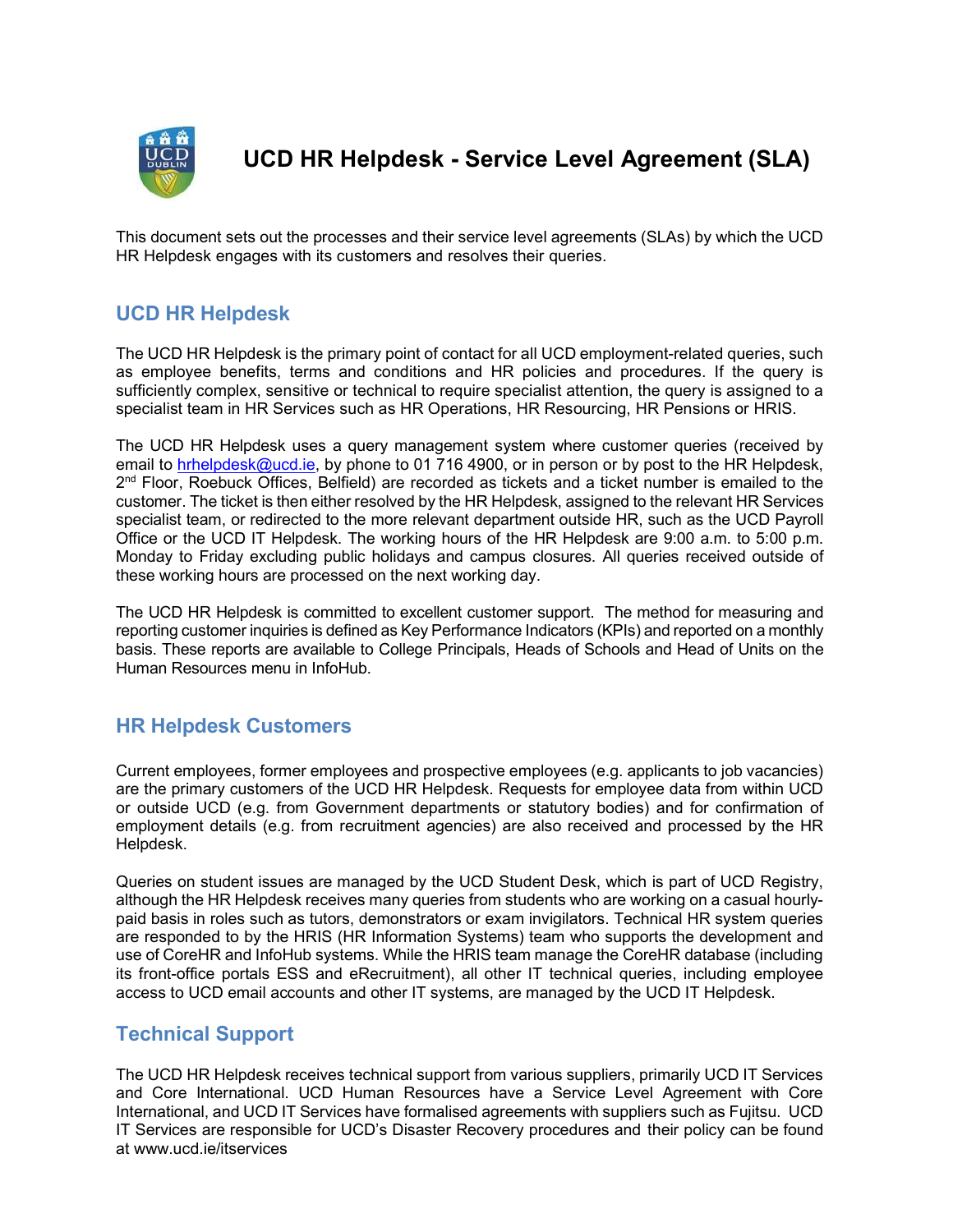# UCD HR Helpdesk - Service Level Agreement (SLA)

This document sets out the processes and their service level agreements (SLAs) by which the UCD HR Helpdesk engages with its customers and resolves their queries.

## UCD HR Helpdesk

The UCD HR Helpdesk is the primary point of contact for all UCD employment-related queries, such as employee benefits, terms and conditions and HR policies and procedures. If the query is sufficiently complex, sensitive or technical to require specialist attention, the query is assigned to a specialist team in HR Services such as HR Operations, HR Resourcing, HR Pensions or HRIS.

The UCD HR Helpdesk uses a query management system where customer queries (received by email to hrhelpdesk@ucd.ie, by phone to 01 716 4900, or in person or by post to the HR Helpdesk, 2nd Floor, Roebuck Offices, Belfield) are recorded as tickets and a ticket number is emailed to the customer. The ticket is then either resolved by the HR Helpdesk, assigned to the relevant HR Services specialist team, or redirected to the more relevant department outside HR, such as the UCD Payroll Office or the UCD IT Helpdesk. The working hours of the HR Helpdesk are 9:00 a.m. to 5:00 p.m. Monday to Friday excluding public holidays and campus closures. All queries received outside of these working hours are processed on the next working day.

The UCD HR Helpdesk is committed to excellent customer support. The method for measuring and reporting customer inquiries is defined as Key Performance Indicators (KPIs) and reported on a monthly basis. These reports are available to College Principals, Heads of Schools and Head of Units on the Human Resources menu in InfoHub.

## HR Helpdesk Customers

Current employees, former employees and prospective employees (e.g. applicants to job vacancies) are the primary customers of the UCD HR Helpdesk. Requests for employee data from within UCD or outside UCD (e.g. from Government departments or statutory bodies) and for confirmation of employment details (e.g. from recruitment agencies) are also received and processed by the HR Helpdesk.

Queries on student issues are managed by the UCD Student Desk, which is part of UCD Registry, although the HR Helpdesk receives many queries from students who are working on a casual hourly-paid basis in roles such as tutors, demonstrators or exam invigilators. Technical HR system queries are responded to by the HRIS (HR Information Systems) team who supports the development and use of CoreHR and InfoHub systems. While the HRIS team manage the CoreHR database (including its front-office portals ESS and eRecruitment), all other IT technical queries, including employee access to UCD email accounts and other IT systems, are managed by the UCD IT Helpdesk.

## Technical Support

The UCD HR Helpdesk receives technical support from various suppliers, primarily UCD IT Services and Core International. UCD Human Resources have a Service Level Agreement with Core International, and UCD IT Services have formalised agreements with suppliers such as Fujitsu. UCD IT Services are responsible for UCD's Disaster Recovery procedures and their policy can be found at www.ucd.ie/itservices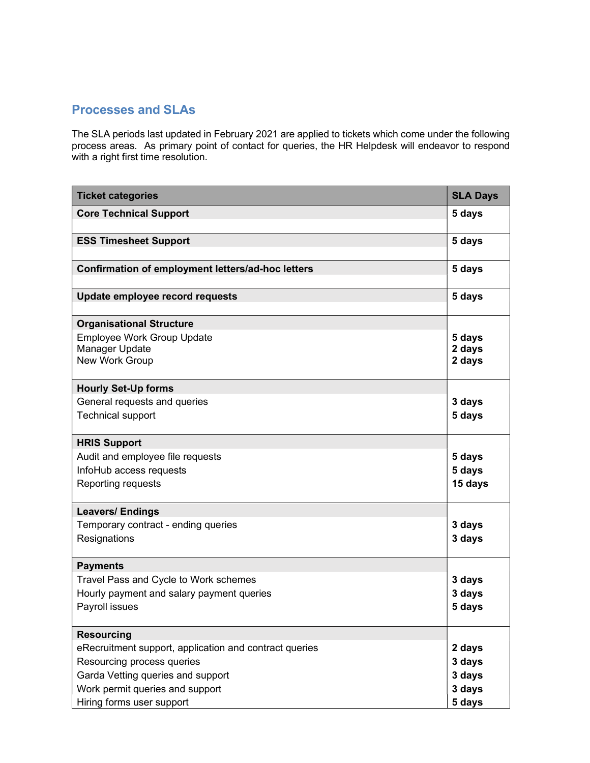## Processes and SLAs

The SLA periods last updated in February 2021 are applied to tickets which come under the following process areas. As primary point of contact for queries, the HR Helpdesk will endeavor to respond with a right first time resolution.

| Ticket categories | SLA Days |
|---|---|
| **Core Technical Support** | **5 days** |
| **ESS Timesheet Support** | **5 days** |
| **Confirmation of employment letters/ad-hoc letters** | **5 days** |
| **Update employee record requests** | **5 days** |
| **Organisational Structure** | |
| Employee Work Group Update | **5 days** |
| Manager Update | **2 days** |
| New Work Group | **2 days** |
| **Hourly Set-Up forms** | |
| General requests and queries | **3 days** |
| Technical support | **5 days** |
| **HRIS Support** | |
| Audit and employee file requests | **5 days** |
| InfoHub access requests | **5 days** |
| Reporting requests | **15 days** |
| **Leavers/ Endings** | |
| Temporary contract - ending queries | **3 days** |
| Resignations | **3 days** |
| **Payments** | |
| Travel Pass and Cycle to Work schemes | **3 days** |
| Hourly payment and salary payment queries | **3 days** |
| Payroll issues | **5 days** |
| **Resourcing** | |
| eRecruitment support, application and contract queries | **2 days** |
| Resourcing process queries | **3 days** |
| Garda Vetting queries and support | **3 days** |
| Work permit queries and support | **3 days** |
| Hiring forms user support | **5 days** |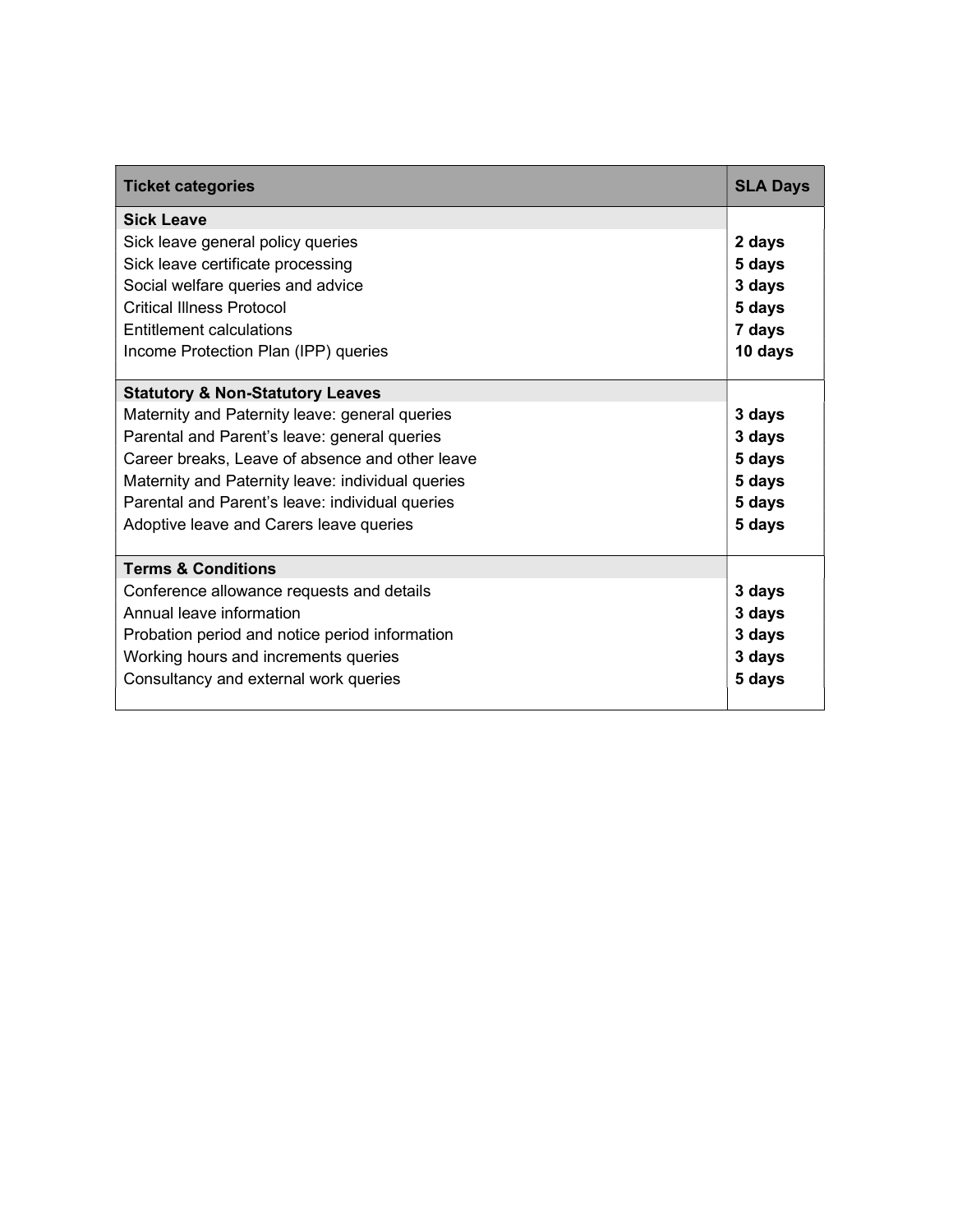| Ticket categories | SLA Days |
| --- | --- |
| **Sick Leave** | |
| Sick leave general policy queries | **2 days** |
| Sick leave certificate processing | **5 days** |
| Social welfare queries and advice | **3 days** |
| Critical Illness Protocol | **5 days** |
| Entitlement calculations | **7 days** |
| Income Protection Plan (IPP) queries | **10 days** |
| **Statutory & Non-Statutory Leaves** | |
| Maternity and Paternity leave: general queries | **3 days** |
| Parental and Parent's leave: general queries | **3 days** |
| Career breaks, Leave of absence and other leave | **5 days** |
| Maternity and Paternity leave: individual queries | **5 days** |
| Parental and Parent's leave: individual queries | **5 days** |
| Adoptive leave and Carers leave queries | **5 days** |
| **Terms & Conditions** | |
| Conference allowance requests and details | **3 days** |
| Annual leave information | **3 days** |
| Probation period and notice period information | **3 days** |
| Working hours and increments queries | **3 days** |
| Consultancy and external work queries | **5 days** |